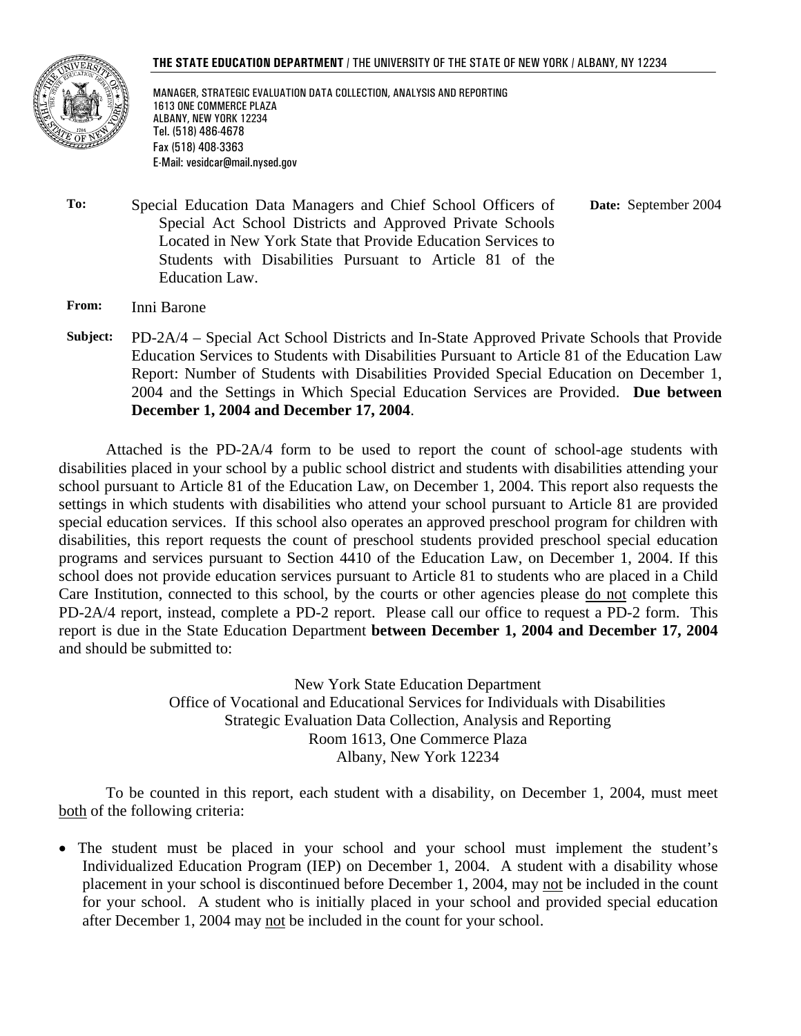**THE STATE EDUCATION DEPARTMENT** / THE UNIVERSITY OF THE STATE OF NEW YORK / ALBANY, NY 12234

MANAGER, STRATEGIC EVALUATION DATA COLLECTION, ANALYSIS AND REPORTING
1613 ONE COMMERCE PLAZA
ALBANY, NEW YORK 12234
Tel. (518) 486-4678
Fax (518) 408-3363
E-Mail: vesidcar@mail.nysed.gov

**To:** Special Education Data Managers and Chief School Officers of Special Act School Districts and Approved Private Schools Located in New York State that Provide Education Services to Students with Disabilities Pursuant to Article 81 of the Education Law.

**Date:** September 2004

**From:** Inni Barone

**Subject:** PD-2A/4 – Special Act School Districts and In-State Approved Private Schools that Provide Education Services to Students with Disabilities Pursuant to Article 81 of the Education Law Report: Number of Students with Disabilities Provided Special Education on December 1, 2004 and the Settings in Which Special Education Services are Provided. **Due between December 1, 2004 and December 17, 2004**.

Attached is the PD-2A/4 form to be used to report the count of school-age students with disabilities placed in your school by a public school district and students with disabilities attending your school pursuant to Article 81 of the Education Law, on December 1, 2004. This report also requests the settings in which students with disabilities who attend your school pursuant to Article 81 are provided special education services. If this school also operates an approved preschool program for children with disabilities, this report requests the count of preschool students provided preschool special education programs and services pursuant to Section 4410 of the Education Law, on December 1, 2004. If this school does not provide education services pursuant to Article 81 to students who are placed in a Child Care Institution, connected to this school, by the courts or other agencies please do not complete this PD-2A/4 report, instead, complete a PD-2 report. Please call our office to request a PD-2 form. This report is due in the State Education Department **between December 1, 2004 and December 17, 2004** and should be submitted to:

New York State Education Department
Office of Vocational and Educational Services for Individuals with Disabilities
Strategic Evaluation Data Collection, Analysis and Reporting
Room 1613, One Commerce Plaza
Albany, New York 12234

To be counted in this report, each student with a disability, on December 1, 2004, must meet both of the following criteria:

- The student must be placed in your school and your school must implement the student's Individualized Education Program (IEP) on December 1, 2004. A student with a disability whose placement in your school is discontinued before December 1, 2004, may not be included in the count for your school. A student who is initially placed in your school and provided special education after December 1, 2004 may not be included in the count for your school.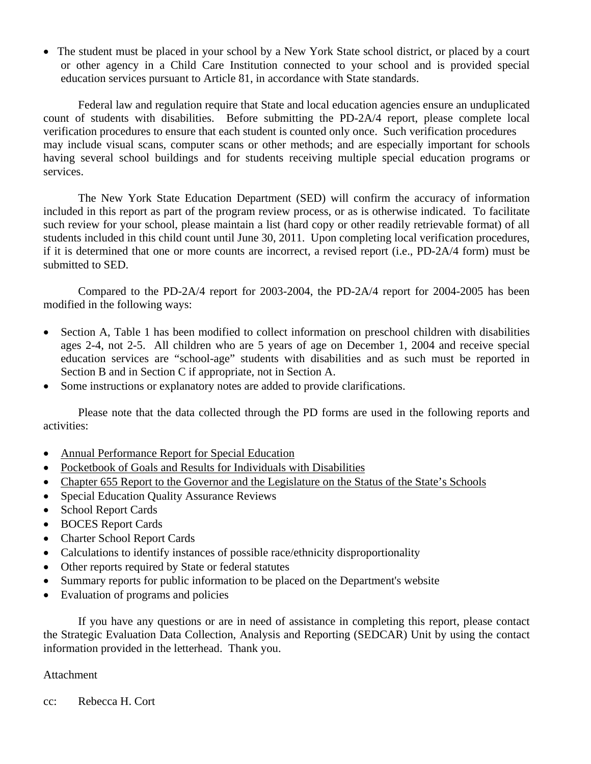- The student must be placed in your school by a New York State school district, or placed by a court or other agency in a Child Care Institution connected to your school and is provided special education services pursuant to Article 81, in accordance with State standards.

Federal law and regulation require that State and local education agencies ensure an unduplicated count of students with disabilities. Before submitting the PD-2A/4 report, please complete local verification procedures to ensure that each student is counted only once. Such verification procedures may include visual scans, computer scans or other methods; and are especially important for schools having several school buildings and for students receiving multiple special education programs or services.

The New York State Education Department (SED) will confirm the accuracy of information included in this report as part of the program review process, or as is otherwise indicated. To facilitate such review for your school, please maintain a list (hard copy or other readily retrievable format) of all students included in this child count until June 30, 2011. Upon completing local verification procedures, if it is determined that one or more counts are incorrect, a revised report (i.e., PD-2A/4 form) must be submitted to SED.

Compared to the PD-2A/4 report for 2003-2004, the PD-2A/4 report for 2004-2005 has been modified in the following ways:

- Section A, Table 1 has been modified to collect information on preschool children with disabilities ages 2-4, not 2-5. All children who are 5 years of age on December 1, 2004 and receive special education services are "school-age" students with disabilities and as such must be reported in Section B and in Section C if appropriate, not in Section A.
- Some instructions or explanatory notes are added to provide clarifications.

Please note that the data collected through the PD forms are used in the following reports and activities:

- Annual Performance Report for Special Education
- Pocketbook of Goals and Results for Individuals with Disabilities
- Chapter 655 Report to the Governor and the Legislature on the Status of the State's Schools
- Special Education Quality Assurance Reviews
- School Report Cards
- BOCES Report Cards
- Charter School Report Cards
- Calculations to identify instances of possible race/ethnicity disproportionality
- Other reports required by State or federal statutes
- Summary reports for public information to be placed on the Department's website
- Evaluation of programs and policies

If you have any questions or are in need of assistance in completing this report, please contact the Strategic Evaluation Data Collection, Analysis and Reporting (SEDCAR) Unit by using the contact information provided in the letterhead. Thank you.

Attachment

cc: Rebecca H. Cort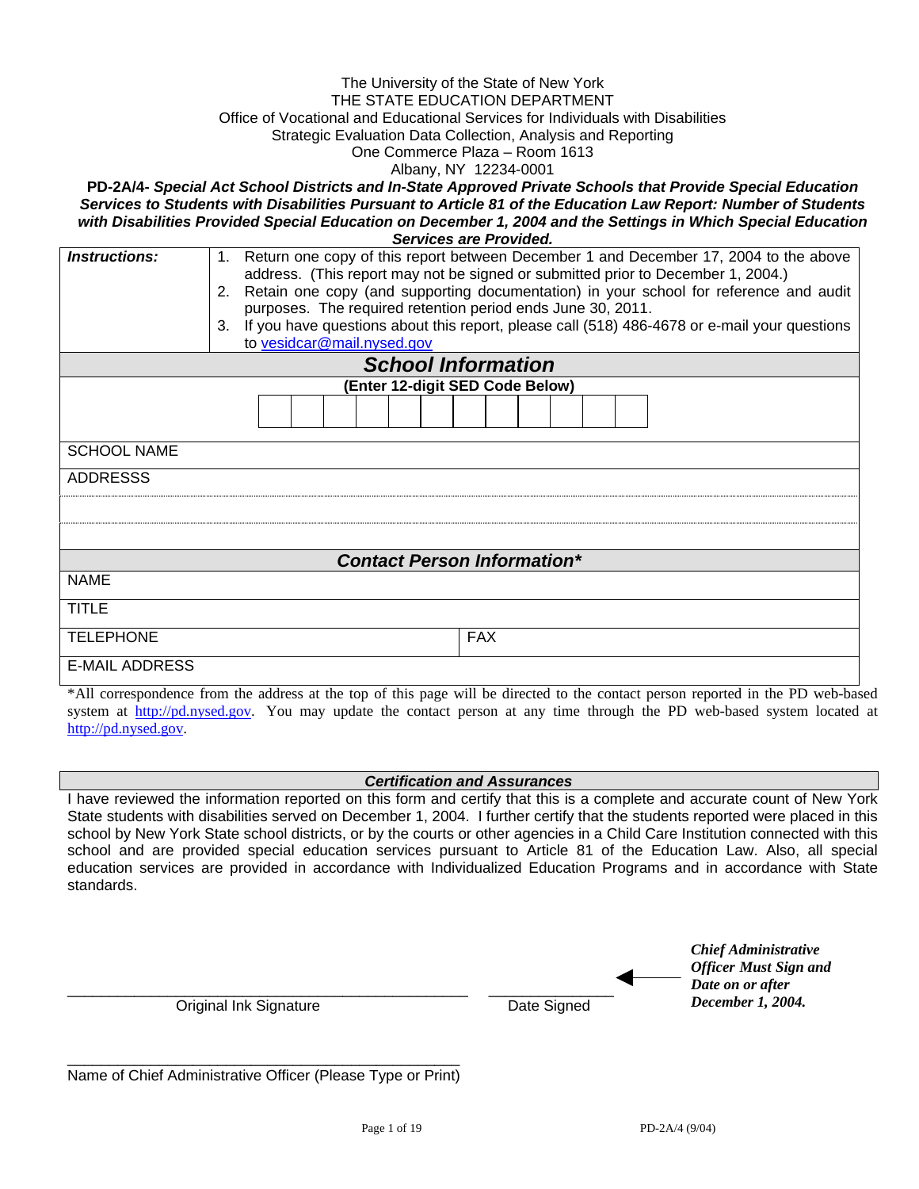The University of the State of New York
THE STATE EDUCATION DEPARTMENT
Office of Vocational and Educational Services for Individuals with Disabilities
Strategic Evaluation Data Collection, Analysis and Reporting
One Commerce Plaza – Room 1613
Albany, NY 12234-0001

**PD-2A/4- *Special Act School Districts and In-State Approved Private Schools that Provide Special Education Services to Students with Disabilities Pursuant to Article 81 of the Education Law Report: Number of Students with Disabilities Provided Special Education on December 1, 2004 and the Settings in Which Special Education Services are Provided.***

| ***Instructions:*** | 1. Return one copy of this report between December 1 and December 17, 2004 to the above address. (This report may not be signed or submitted prior to December 1, 2004.)<br>2. Retain one copy (and supporting documentation) in your school for reference and audit purposes. The required retention period ends June 30, 2011.<br>3. If you have questions about this report, please call (518) 486-4678 or e-mail your questions to vesidcar@mail.nysed.gov |
|---|---|

## *School Information*

**(Enter 12-digit SED Code Below)**

| | | | | | | | | | | | |
|---|---|---|---|---|---|---|---|---|---|---|---|
| | | | | | | | | | | | |

SCHOOL NAME

ADDRESSS

## *Contact Person Information**

| NAME | |
|---|---|
| TITLE | |
| TELEPHONE | FAX |
| E-MAIL ADDRESS | |

*All correspondence from the address at the top of this page will be directed to the contact person reported in the PD web-based system at http://pd.nysed.gov. You may update the contact person at any time through the PD web-based system located at http://pd.nysed.gov.

### *Certification and Assurances*

I have reviewed the information reported on this form and certify that this is a complete and accurate count of New York State students with disabilities served on December 1, 2004. I further certify that the students reported were placed in this school by New York State school districts, or by the courts or other agencies in a Child Care Institution connected with this school and are provided special education services pursuant to Article 81 of the Education Law. Also, all special education services are provided in accordance with Individualized Education Programs and in accordance with State standards.

_______________________________________________ Original Ink Signature

______________ Date Signed

***Chief Administrative Officer Must Sign and Date on or after December 1, 2004.***

_______________________________________________
Name of Chief Administrative Officer (Please Type or Print)

PD-2A/4 (9/04)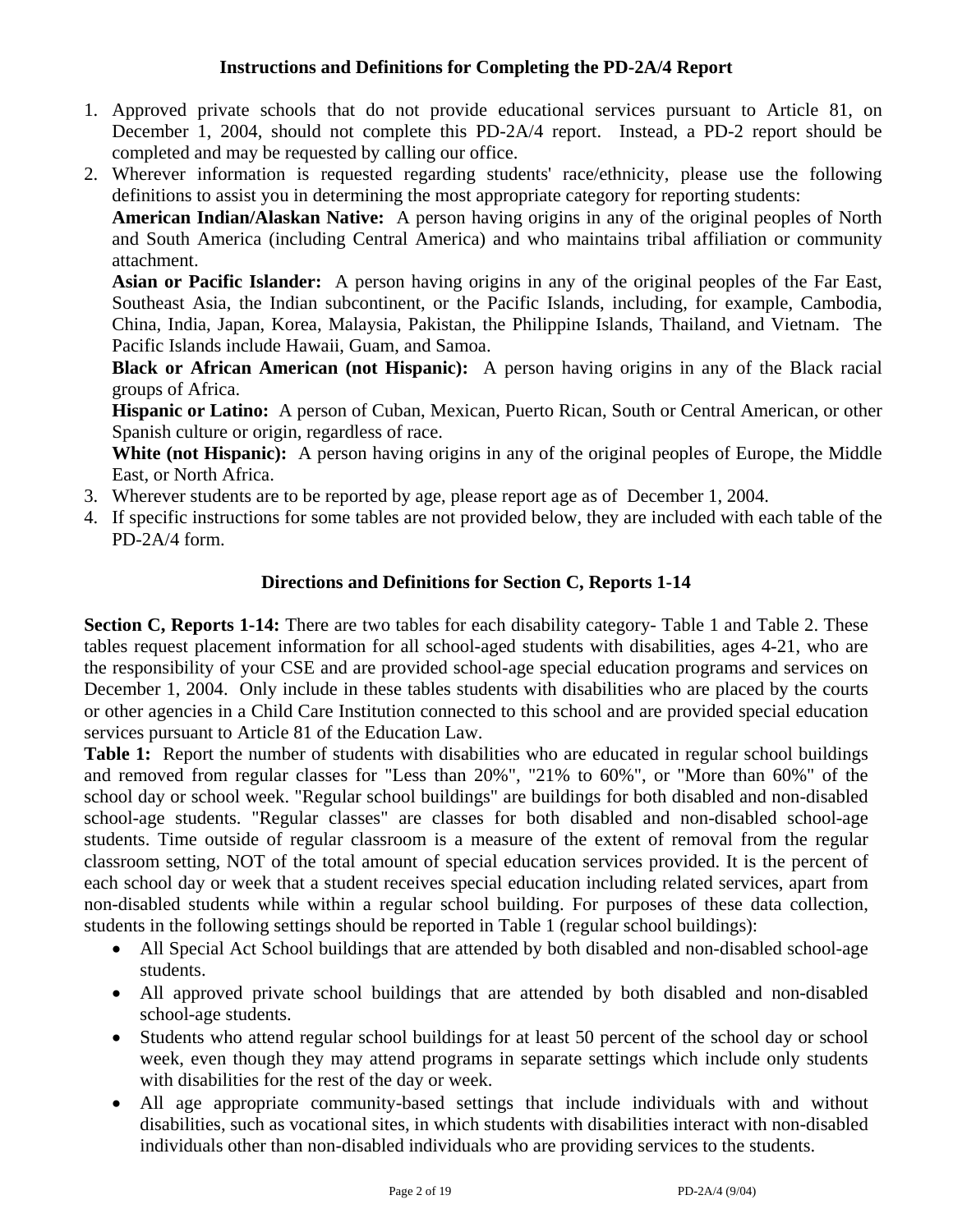## Instructions and Definitions for Completing the PD-2A/4 Report

1. Approved private schools that do not provide educational services pursuant to Article 81, on December 1, 2004, should not complete this PD-2A/4 report. Instead, a PD-2 report should be completed and may be requested by calling our office.
2. Wherever information is requested regarding students' race/ethnicity, please use the following definitions to assist you in determining the most appropriate category for reporting students:

   **American Indian/Alaskan Native:** A person having origins in any of the original peoples of North and South America (including Central America) and who maintains tribal affiliation or community attachment.

   **Asian or Pacific Islander:** A person having origins in any of the original peoples of the Far East, Southeast Asia, the Indian subcontinent, or the Pacific Islands, including, for example, Cambodia, China, India, Japan, Korea, Malaysia, Pakistan, the Philippine Islands, Thailand, and Vietnam. The Pacific Islands include Hawaii, Guam, and Samoa.

   **Black or African American (not Hispanic):** A person having origins in any of the Black racial groups of Africa.

   **Hispanic or Latino:** A person of Cuban, Mexican, Puerto Rican, South or Central American, or other Spanish culture or origin, regardless of race.

   **White (not Hispanic):** A person having origins in any of the original peoples of Europe, the Middle East, or North Africa.
3. Wherever students are to be reported by age, please report age as of December 1, 2004.
4. If specific instructions for some tables are not provided below, they are included with each table of the PD-2A/4 form.

## Directions and Definitions for Section C, Reports 1-14

**Section C, Reports 1-14:** There are two tables for each disability category- Table 1 and Table 2. These tables request placement information for all school-aged students with disabilities, ages 4-21, who are the responsibility of your CSE and are provided school-age special education programs and services on December 1, 2004. Only include in these tables students with disabilities who are placed by the courts or other agencies in a Child Care Institution connected to this school and are provided special education services pursuant to Article 81 of the Education Law.

**Table 1:** Report the number of students with disabilities who are educated in regular school buildings and removed from regular classes for "Less than 20%", "21% to 60%", or "More than 60%" of the school day or school week. "Regular school buildings" are buildings for both disabled and non-disabled school-age students. "Regular classes" are classes for both disabled and non-disabled school-age students. Time outside of regular classroom is a measure of the extent of removal from the regular classroom setting, NOT of the total amount of special education services provided. It is the percent of each school day or week that a student receives special education including related services, apart from non-disabled students while within a regular school building. For purposes of these data collection, students in the following settings should be reported in Table 1 (regular school buildings):

- All Special Act School buildings that are attended by both disabled and non-disabled school-age students.
- All approved private school buildings that are attended by both disabled and non-disabled school-age students.
- Students who attend regular school buildings for at least 50 percent of the school day or school week, even though they may attend programs in separate settings which include only students with disabilities for the rest of the day or week.
- All age appropriate community-based settings that include individuals with and without disabilities, such as vocational sites, in which students with disabilities interact with non-disabled individuals other than non-disabled individuals who are providing services to the students.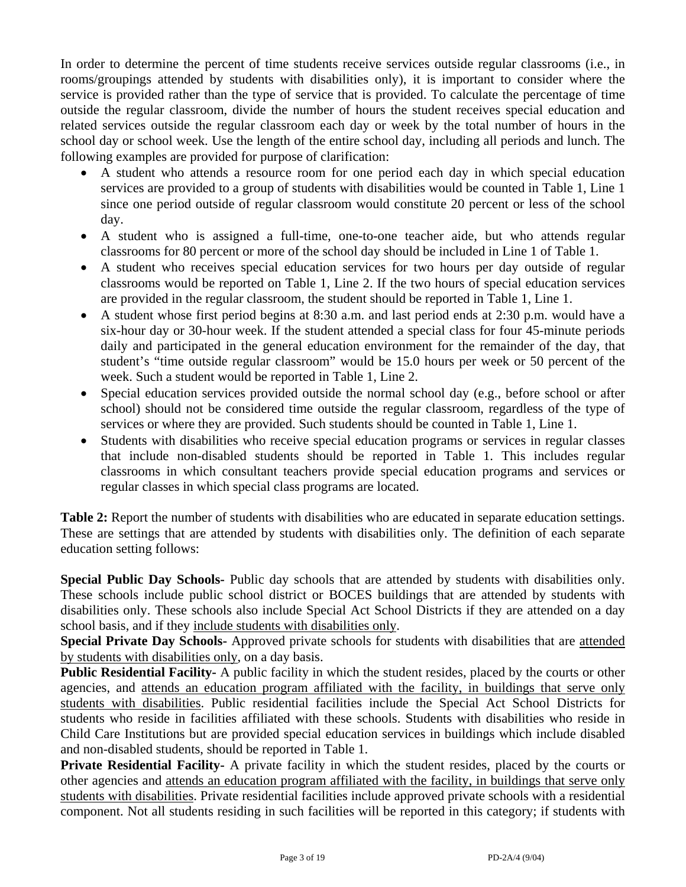In order to determine the percent of time students receive services outside regular classrooms (i.e., in rooms/groupings attended by students with disabilities only), it is important to consider where the service is provided rather than the type of service that is provided. To calculate the percentage of time outside the regular classroom, divide the number of hours the student receives special education and related services outside the regular classroom each day or week by the total number of hours in the school day or school week. Use the length of the entire school day, including all periods and lunch. The following examples are provided for purpose of clarification:

- A student who attends a resource room for one period each day in which special education services are provided to a group of students with disabilities would be counted in Table 1, Line 1 since one period outside of regular classroom would constitute 20 percent or less of the school day.
- A student who is assigned a full-time, one-to-one teacher aide, but who attends regular classrooms for 80 percent or more of the school day should be included in Line 1 of Table 1.
- A student who receives special education services for two hours per day outside of regular classrooms would be reported on Table 1, Line 2. If the two hours of special education services are provided in the regular classroom, the student should be reported in Table 1, Line 1.
- A student whose first period begins at 8:30 a.m. and last period ends at 2:30 p.m. would have a six-hour day or 30-hour week. If the student attended a special class for four 45-minute periods daily and participated in the general education environment for the remainder of the day, that student's "time outside regular classroom" would be 15.0 hours per week or 50 percent of the week. Such a student would be reported in Table 1, Line 2.
- Special education services provided outside the normal school day (e.g., before school or after school) should not be considered time outside the regular classroom, regardless of the type of services or where they are provided. Such students should be counted in Table 1, Line 1.
- Students with disabilities who receive special education programs or services in regular classes that include non-disabled students should be reported in Table 1. This includes regular classrooms in which consultant teachers provide special education programs and services or regular classes in which special class programs are located.

**Table 2:** Report the number of students with disabilities who are educated in separate education settings. These are settings that are attended by students with disabilities only. The definition of each separate education setting follows:

**Special Public Day Schools-** Public day schools that are attended by students with disabilities only. These schools include public school district or BOCES buildings that are attended by students with disabilities only. These schools also include Special Act School Districts if they are attended on a day school basis, and if they include students with disabilities only.

**Special Private Day Schools-** Approved private schools for students with disabilities that are attended by students with disabilities only, on a day basis.

**Public Residential Facility-** A public facility in which the student resides, placed by the courts or other agencies, and attends an education program affiliated with the facility, in buildings that serve only students with disabilities. Public residential facilities include the Special Act School Districts for students who reside in facilities affiliated with these schools. Students with disabilities who reside in Child Care Institutions but are provided special education services in buildings which include disabled and non-disabled students, should be reported in Table 1.

**Private Residential Facility-** A private facility in which the student resides, placed by the courts or other agencies and attends an education program affiliated with the facility, in buildings that serve only students with disabilities. Private residential facilities include approved private schools with a residential component. Not all students residing in such facilities will be reported in this category; if students with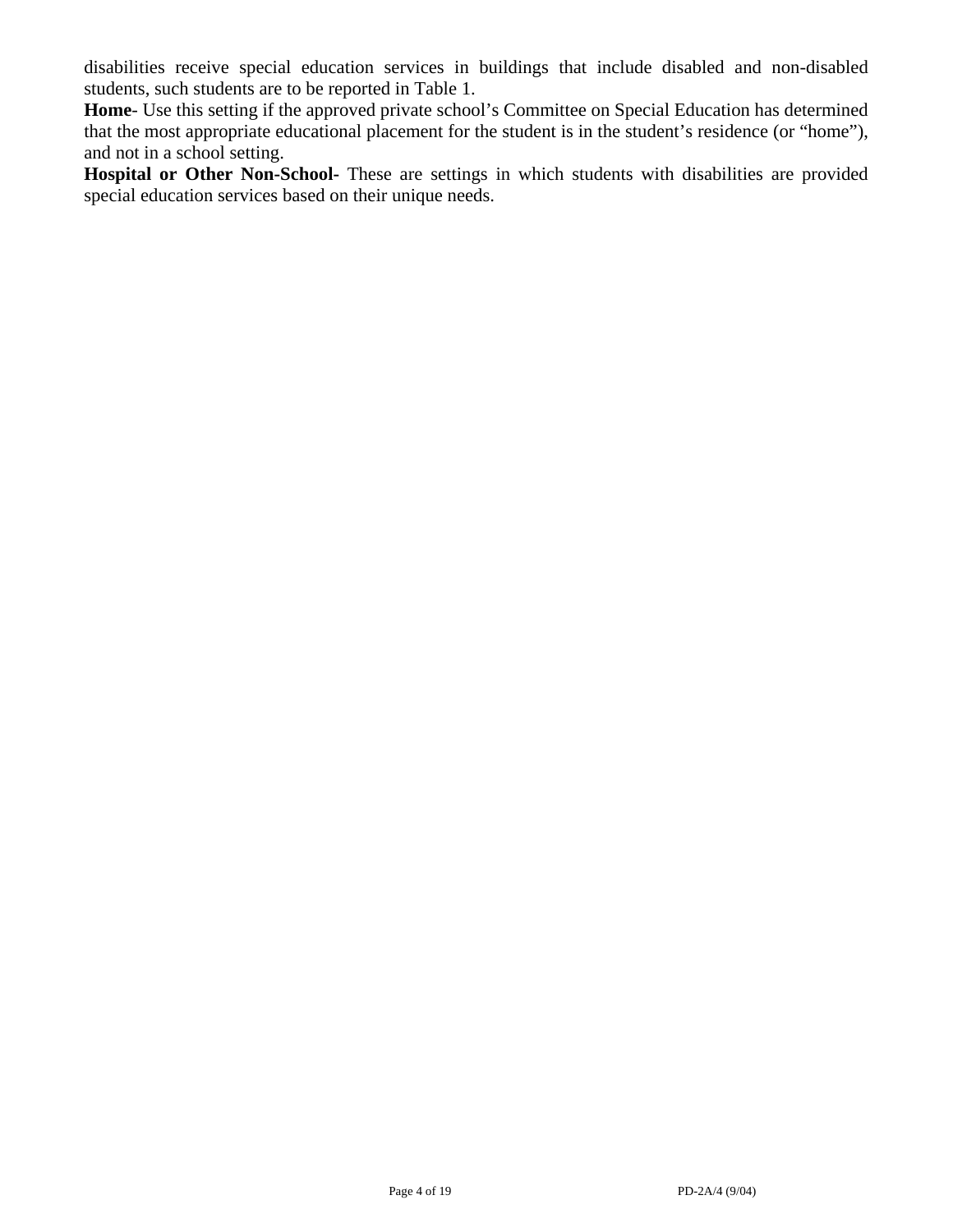disabilities receive special education services in buildings that include disabled and non-disabled students, such students are to be reported in Table 1.

**Home**- Use this setting if the approved private school's Committee on Special Education has determined that the most appropriate educational placement for the student is in the student's residence (or "home"), and not in a school setting.

**Hospital or Other Non-School-** These are settings in which students with disabilities are provided special education services based on their unique needs.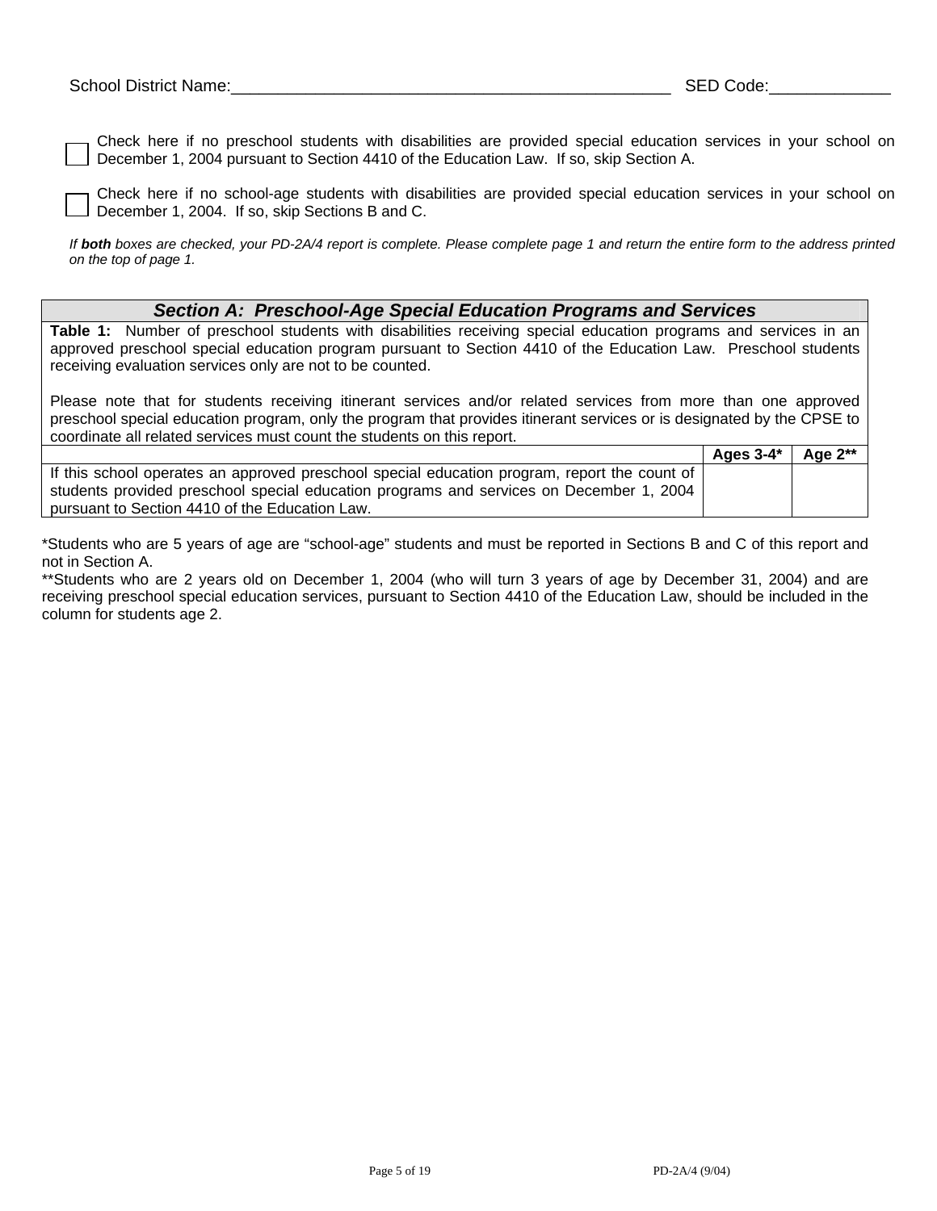School District Name:_______________________________________________ SED Code:_____________

☐ Check here if no preschool students with disabilities are provided special education services in your school on December 1, 2004 pursuant to Section 4410 of the Education Law. If so, skip Section A.

☐ Check here if no school-age students with disabilities are provided special education services in your school on December 1, 2004. If so, skip Sections B and C.

*If **both** boxes are checked, your PD-2A/4 report is complete. Please complete page 1 and return the entire form to the address printed on the top of page 1.*

## *Section A: Preschool-Age Special Education Programs and Services*

**Table 1:** Number of preschool students with disabilities receiving special education programs and services in an approved preschool special education program pursuant to Section 4410 of the Education Law. Preschool students receiving evaluation services only are not to be counted.

Please note that for students receiving itinerant services and/or related services from more than one approved preschool special education program, only the program that provides itinerant services or is designated by the CPSE to coordinate all related services must count the students on this report.

| | Ages 3-4* | Age 2** |
|---|---|---|
| If this school operates an approved preschool special education program, report the count of students provided preschool special education programs and services on December 1, 2004 pursuant to Section 4410 of the Education Law. | | |

*Students who are 5 years of age are “school-age” students and must be reported in Sections B and C of this report and not in Section A.

**Students who are 2 years old on December 1, 2004 (who will turn 3 years of age by December 31, 2004) and are receiving preschool special education services, pursuant to Section 4410 of the Education Law, should be included in the column for students age 2.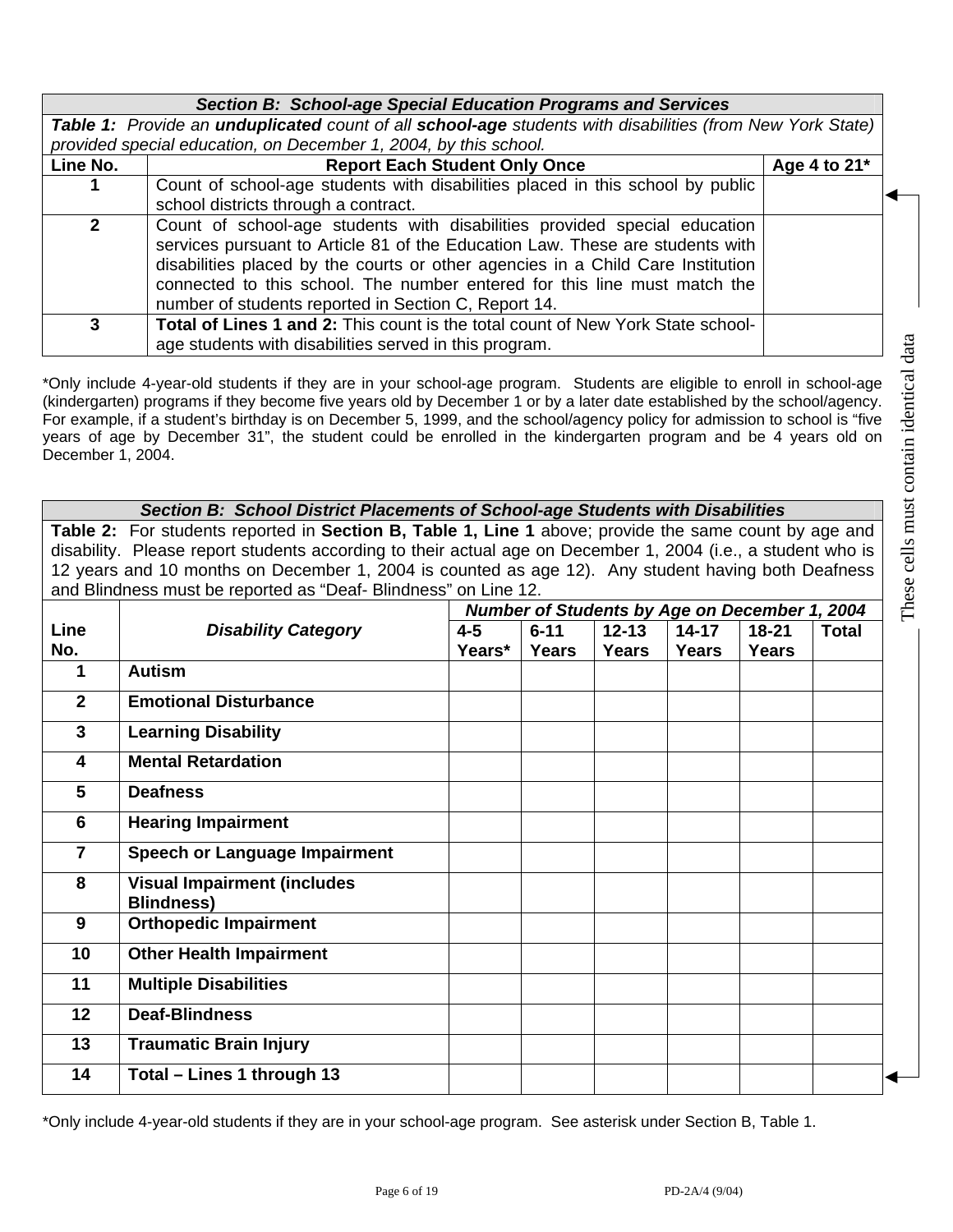## Section B: School-age Special Education Programs and Services

***Table 1:*** *Provide an* ***unduplicated*** *count of all* ***school-age*** *students with disabilities (from New York State) provided special education, on December 1, 2004, by this school.*

| Line No. | Report Each Student Only Once | Age 4 to 21* |
|---|---|---|
| 1 | Count of school-age students with disabilities placed in this school by public school districts through a contract. | |
| 2 | Count of school-age students with disabilities provided special education services pursuant to Article 81 of the Education Law. These are students with disabilities placed by the courts or other agencies in a Child Care Institution connected to this school. The number entered for this line must match the number of students reported in Section C, Report 14. | |
| 3 | **Total of Lines 1 and 2:** This count is the total count of New York State school-age students with disabilities served in this program. | |

*Only include 4-year-old students if they are in your school-age program. Students are eligible to enroll in school-age (kindergarten) programs if they become five years old by December 1 or by a later date established by the school/agency. For example, if a student's birthday is on December 5, 1999, and the school/agency policy for admission to school is "five years of age by December 31", the student could be enrolled in the kindergarten program and be 4 years old on December 1, 2004.

These cells must contain identical data (Table 1, Line 1 and Table 2, Line 14)

## Section B: School District Placements of School-age Students with Disabilities

**Table 2:** For students reported in **Section B, Table 1, Line 1** above; provide the same count by age and disability. Please report students according to their actual age on December 1, 2004 (i.e., a student who is 12 years and 10 months on December 1, 2004 is counted as age 12). Any student having both Deafness and Blindness must be reported as "Deaf- Blindness" on Line 12.

| Line No. | *Disability Category* | *Number of Students by Age on December 1, 2004* | | | | | |
|---|---|---|---|---|---|---|---|
| | | 4-5 Years* | 6-11 Years | 12-13 Years | 14-17 Years | 18-21 Years | Total |
| 1 | **Autism** | | | | | | |
| 2 | **Emotional Disturbance** | | | | | | |
| 3 | **Learning Disability** | | | | | | |
| 4 | **Mental Retardation** | | | | | | |
| 5 | **Deafness** | | | | | | |
| 6 | **Hearing Impairment** | | | | | | |
| 7 | **Speech or Language Impairment** | | | | | | |
| 8 | **Visual Impairment (includes Blindness)** | | | | | | |
| 9 | **Orthopedic Impairment** | | | | | | |
| 10 | **Other Health Impairment** | | | | | | |
| 11 | **Multiple Disabilities** | | | | | | |
| 12 | **Deaf-Blindness** | | | | | | |
| 13 | **Traumatic Brain Injury** | | | | | | |
| 14 | **Total – Lines 1 through 13** | | | | | | |

*Only include 4-year-old students if they are in your school-age program. See asterisk under Section B, Table 1.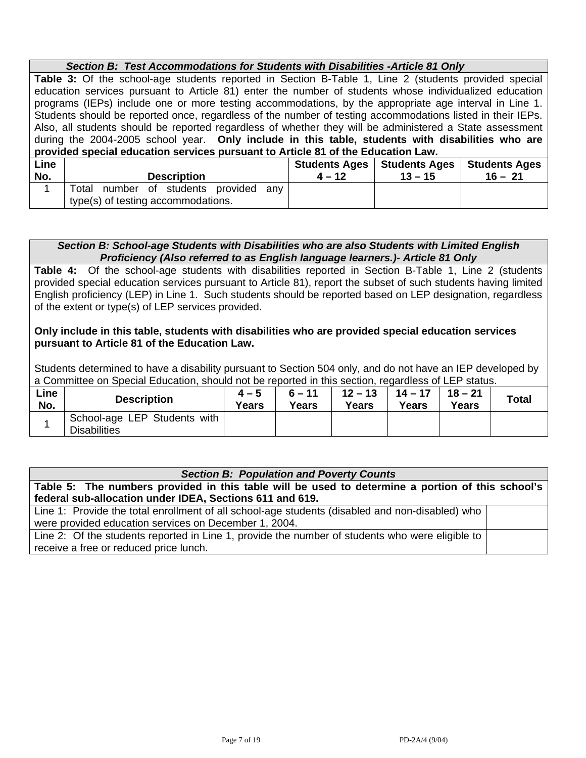### *Section B: Test Accommodations for Students with Disabilities -Article 81 Only*

**Table 3:** Of the school-age students reported in Section B-Table 1, Line 2 (students provided special education services pursuant to Article 81) enter the number of students whose individualized education programs (IEPs) include one or more testing accommodations, by the appropriate age interval in Line 1. Students should be reported once, regardless of the number of testing accommodations listed in their IEPs. Also, all students should be reported regardless of whether they will be administered a State assessment during the 2004-2005 school year. **Only include in this table, students with disabilities who are provided special education services pursuant to Article 81 of the Education Law.**

| Line No. | Description | Students Ages 4 – 12 | Students Ages 13 – 15 | Students Ages 16 – 21 |
|---|---|---|---|---|
| 1 | Total number of students provided any type(s) of testing accommodations. | | | |

### *Section B: School-age Students with Disabilities who are also Students with Limited English Proficiency (Also referred to as English language learners.)- Article 81 Only*

**Table 4:** Of the school-age students with disabilities reported in Section B-Table 1, Line 2 (students provided special education services pursuant to Article 81), report the subset of such students having limited English proficiency (LEP) in Line 1. Such students should be reported based on LEP designation, regardless of the extent or type(s) of LEP services provided.

**Only include in this table, students with disabilities who are provided special education services pursuant to Article 81 of the Education Law.**

Students determined to have a disability pursuant to Section 504 only, and do not have an IEP developed by a Committee on Special Education, should not be reported in this section, regardless of LEP status.

| Line No. | Description | 4 – 5 Years | 6 – 11 Years | 12 – 13 Years | 14 – 17 Years | 18 – 21 Years | Total |
|---|---|---|---|---|---|---|---|
| 1 | School-age LEP Students with Disabilities | | | | | | |

### *Section B: Population and Poverty Counts*

**Table 5: The numbers provided in this table will be used to determine a portion of this school's federal sub-allocation under IDEA, Sections 611 and 619.**

| | |
|---|---|
| Line 1: Provide the total enrollment of all school-age students (disabled and non-disabled) who were provided education services on December 1, 2004. | |
| Line 2: Of the students reported in Line 1, provide the number of students who were eligible to receive a free or reduced price lunch. | |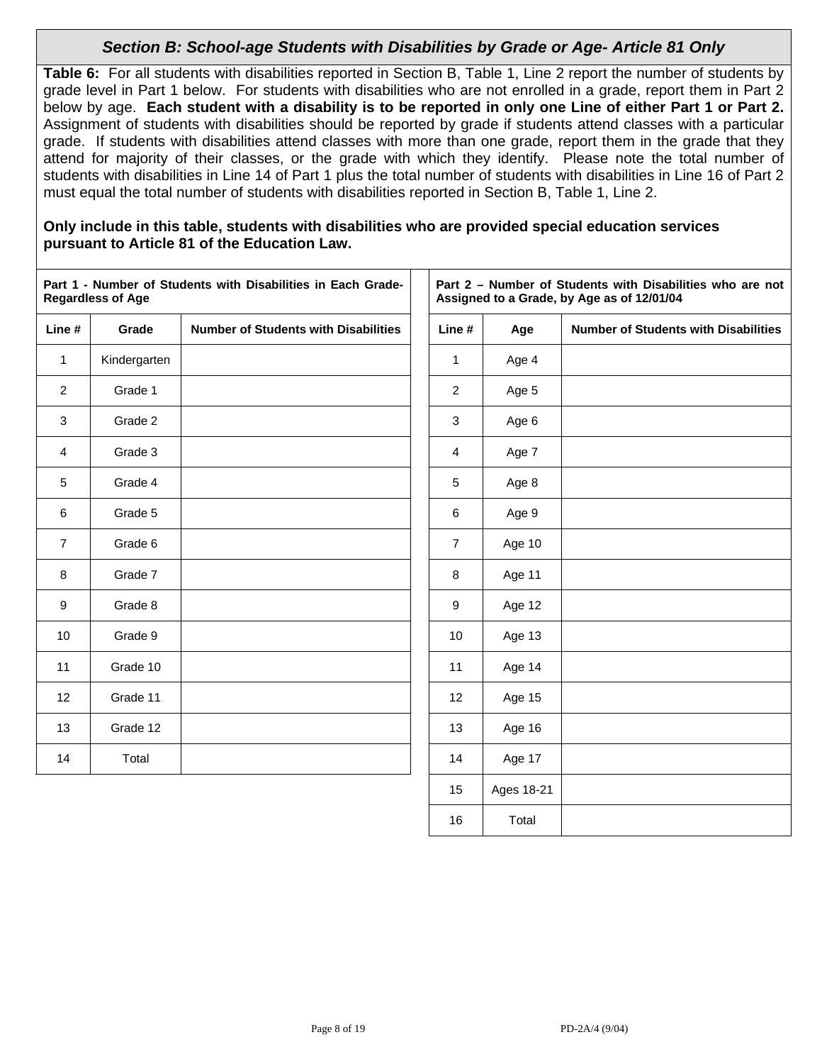## *Section B: School-age Students with Disabilities by Grade or Age- Article 81 Only*

**Table 6:** For all students with disabilities reported in Section B, Table 1, Line 2 report the number of students by grade level in Part 1 below. For students with disabilities who are not enrolled in a grade, report them in Part 2 below by age. **Each student with a disability is to be reported in only one Line of either Part 1 or Part 2.** Assignment of students with disabilities should be reported by grade if students attend classes with a particular grade. If students with disabilities attend classes with more than one grade, report them in the grade that they attend for majority of their classes, or the grade with which they identify. Please note the total number of students with disabilities in Line 14 of Part 1 plus the total number of students with disabilities in Line 16 of Part 2 must equal the total number of students with disabilities reported in Section B, Table 1, Line 2.

**Only include in this table, students with disabilities who are provided special education services pursuant to Article 81 of the Education Law.**

**Part 1 - Number of Students with Disabilities in Each Grade-Regardless of Age**

| Line # | Grade | Number of Students with Disabilities |
|---|---|---|
| 1 | Kindergarten | |
| 2 | Grade 1 | |
| 3 | Grade 2 | |
| 4 | Grade 3 | |
| 5 | Grade 4 | |
| 6 | Grade 5 | |
| 7 | Grade 6 | |
| 8 | Grade 7 | |
| 9 | Grade 8 | |
| 10 | Grade 9 | |
| 11 | Grade 10 | |
| 12 | Grade 11 | |
| 13 | Grade 12 | |
| 14 | Total | |

**Part 2 – Number of Students with Disabilities who are not Assigned to a Grade, by Age as of 12/01/04**

| Line # | Age | Number of Students with Disabilities |
|---|---|---|
| 1 | Age 4 | |
| 2 | Age 5 | |
| 3 | Age 6 | |
| 4 | Age 7 | |
| 5 | Age 8 | |
| 6 | Age 9 | |
| 7 | Age 10 | |
| 8 | Age 11 | |
| 9 | Age 12 | |
| 10 | Age 13 | |
| 11 | Age 14 | |
| 12 | Age 15 | |
| 13 | Age 16 | |
| 14 | Age 17 | |
| 15 | Ages 18-21 | |
| 16 | Total | |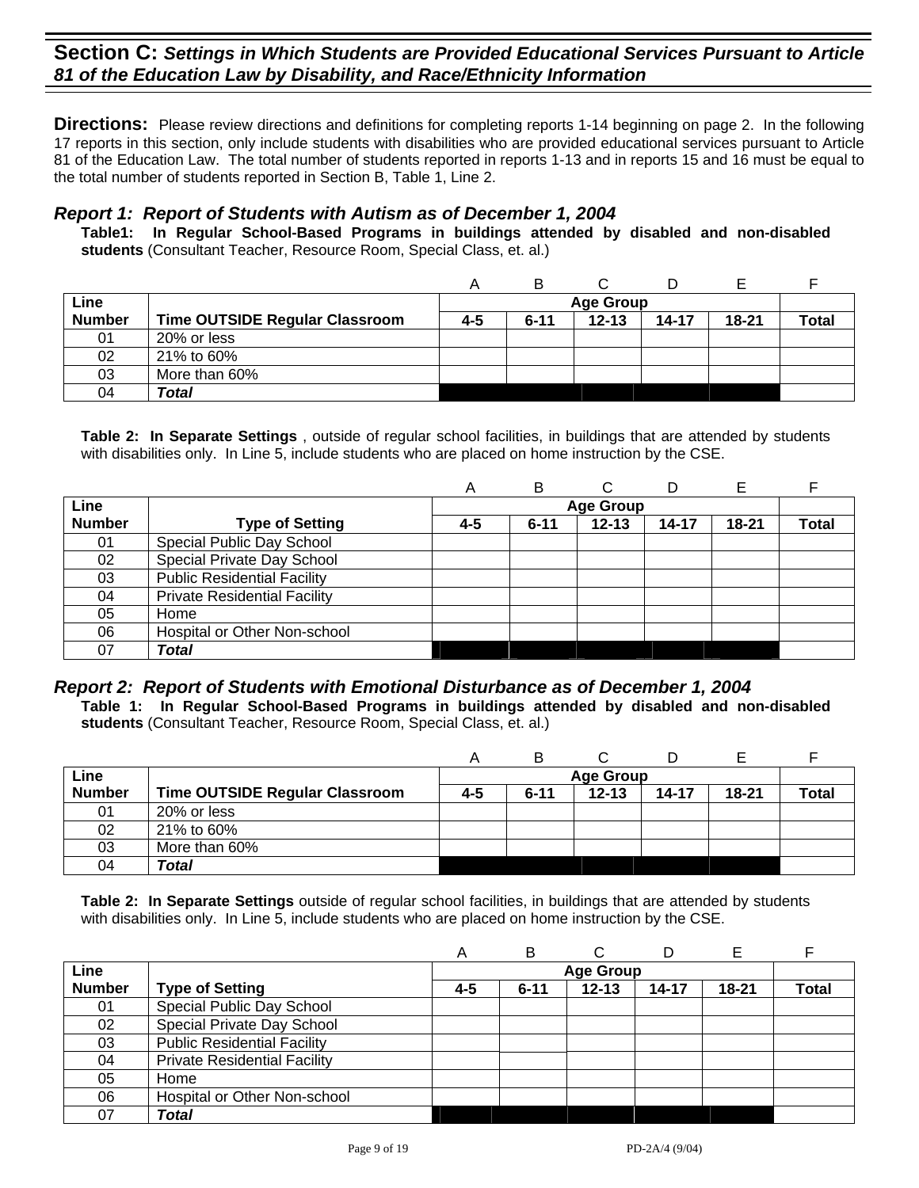## Section C: *Settings in Which Students are Provided Educational Services Pursuant to Article 81 of the Education Law by Disability, and Race/Ethnicity Information*

**Directions:** Please review directions and definitions for completing reports 1-14 beginning on page 2. In the following 17 reports in this section, only include students with disabilities who are provided educational services pursuant to Article 81 of the Education Law. The total number of students reported in reports 1-13 and in reports 15 and 16 must be equal to the total number of students reported in Section B, Table 1, Line 2.

### *Report 1: Report of Students with Autism as of December 1, 2004*

**Table1: In Regular School-Based Programs in buildings attended by disabled and non-disabled students** (Consultant Teacher, Resource Room, Special Class, et. al.)

| | | A | B | C | D | E | F |
|---|---|---|---|---|---|---|---|
| **Line** | | **Age Group** | | | | | |
| **Number** | **Time OUTSIDE Regular Classroom** | **4-5** | **6-11** | **12-13** | **14-17** | **18-21** | **Total** |
| 01 | 20% or less | | | | | | |
| 02 | 21% to 60% | | | | | | |
| 03 | More than 60% | | | | | | |
| 04 | ***Total*** | | | | | | |

**Table 2: In Separate Settings** , outside of regular school facilities, in buildings that are attended by students with disabilities only. In Line 5, include students who are placed on home instruction by the CSE.

| | | A | B | C | D | E | F |
|---|---|---|---|---|---|---|---|
| **Line** | | **Age Group** | | | | | |
| **Number** | **Type of Setting** | **4-5** | **6-11** | **12-13** | **14-17** | **18-21** | **Total** |
| 01 | Special Public Day School | | | | | | |
| 02 | Special Private Day School | | | | | | |
| 03 | Public Residential Facility | | | | | | |
| 04 | Private Residential Facility | | | | | | |
| 05 | Home | | | | | | |
| 06 | Hospital or Other Non-school | | | | | | |
| 07 | ***Total*** | | | | | | |

### *Report 2: Report of Students with Emotional Disturbance as of December 1, 2004*

**Table 1: In Regular School-Based Programs in buildings attended by disabled and non-disabled students** (Consultant Teacher, Resource Room, Special Class, et. al.)

| | | A | B | C | D | E | F |
|---|---|---|---|---|---|---|---|
| **Line** | | **Age Group** | | | | | |
| **Number** | **Time OUTSIDE Regular Classroom** | **4-5** | **6-11** | **12-13** | **14-17** | **18-21** | **Total** |
| 01 | 20% or less | | | | | | |
| 02 | 21% to 60% | | | | | | |
| 03 | More than 60% | | | | | | |
| 04 | ***Total*** | | | | | | |

**Table 2: In Separate Settings** outside of regular school facilities, in buildings that are attended by students with disabilities only. In Line 5, include students who are placed on home instruction by the CSE.

| | | A | B | C | D | E | F |
|---|---|---|---|---|---|---|---|
| **Line** | | **Age Group** | | | | | |
| **Number** | **Type of Setting** | **4-5** | **6-11** | **12-13** | **14-17** | **18-21** | **Total** |
| 01 | Special Public Day School | | | | | | |
| 02 | Special Private Day School | | | | | | |
| 03 | Public Residential Facility | | | | | | |
| 04 | Private Residential Facility | | | | | | |
| 05 | Home | | | | | | |
| 06 | Hospital or Other Non-school | | | | | | |
| 07 | ***Total*** | | | | | | |

PD-2A/4 (9/04)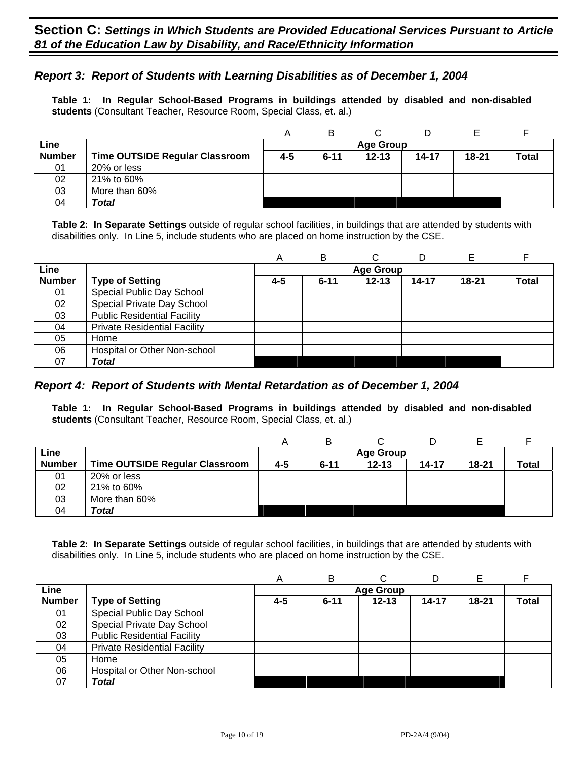## Section C: *Settings in Which Students are Provided Educational Services Pursuant to Article 81 of the Education Law by Disability, and Race/Ethnicity Information*

### *Report 3: Report of Students with Learning Disabilities as of December 1, 2004*

**Table 1: In Regular School-Based Programs in buildings attended by disabled and non-disabled students** (Consultant Teacher, Resource Room, Special Class, et. al.)

| | | A | B | C | D | E | F |
|---|---|---|---|---|---|---|---|
| **Line** | | **Age Group** | | | | | |
| **Number** | **Time OUTSIDE Regular Classroom** | **4-5** | **6-11** | **12-13** | **14-17** | **18-21** | **Total** |
| 01 | 20% or less | | | | | | |
| 02 | 21% to 60% | | | | | | |
| 03 | More than 60% | | | | | | |
| 04 | ***Total*** | | | | | | |

**Table 2: In Separate Settings** outside of regular school facilities, in buildings that are attended by students with disabilities only. In Line 5, include students who are placed on home instruction by the CSE.

| | | A | B | C | D | E | F |
|---|---|---|---|---|---|---|---|
| **Line** | | **Age Group** | | | | | |
| **Number** | **Type of Setting** | **4-5** | **6-11** | **12-13** | **14-17** | **18-21** | **Total** |
| 01 | Special Public Day School | | | | | | |
| 02 | Special Private Day School | | | | | | |
| 03 | Public Residential Facility | | | | | | |
| 04 | Private Residential Facility | | | | | | |
| 05 | Home | | | | | | |
| 06 | Hospital or Other Non-school | | | | | | |
| 07 | ***Total*** | | | | | | |

### *Report 4: Report of Students with Mental Retardation as of December 1, 2004*

**Table 1: In Regular School-Based Programs in buildings attended by disabled and non-disabled students** (Consultant Teacher, Resource Room, Special Class, et. al.)

| | | A | B | C | D | E | F |
|---|---|---|---|---|---|---|---|
| **Line** | | **Age Group** | | | | | |
| **Number** | **Time OUTSIDE Regular Classroom** | **4-5** | **6-11** | **12-13** | **14-17** | **18-21** | **Total** |
| 01 | 20% or less | | | | | | |
| 02 | 21% to 60% | | | | | | |
| 03 | More than 60% | | | | | | |
| 04 | ***Total*** | | | | | | |

**Table 2: In Separate Settings** outside of regular school facilities, in buildings that are attended by students with disabilities only. In Line 5, include students who are placed on home instruction by the CSE.

| | | A | B | C | D | E | F |
|---|---|---|---|---|---|---|---|
| **Line** | | **Age Group** | | | | | |
| **Number** | **Type of Setting** | **4-5** | **6-11** | **12-13** | **14-17** | **18-21** | **Total** |
| 01 | Special Public Day School | | | | | | |
| 02 | Special Private Day School | | | | | | |
| 03 | Public Residential Facility | | | | | | |
| 04 | Private Residential Facility | | | | | | |
| 05 | Home | | | | | | |
| 06 | Hospital or Other Non-school | | | | | | |
| 07 | ***Total*** | | | | | | |

PD-2A/4 (9/04)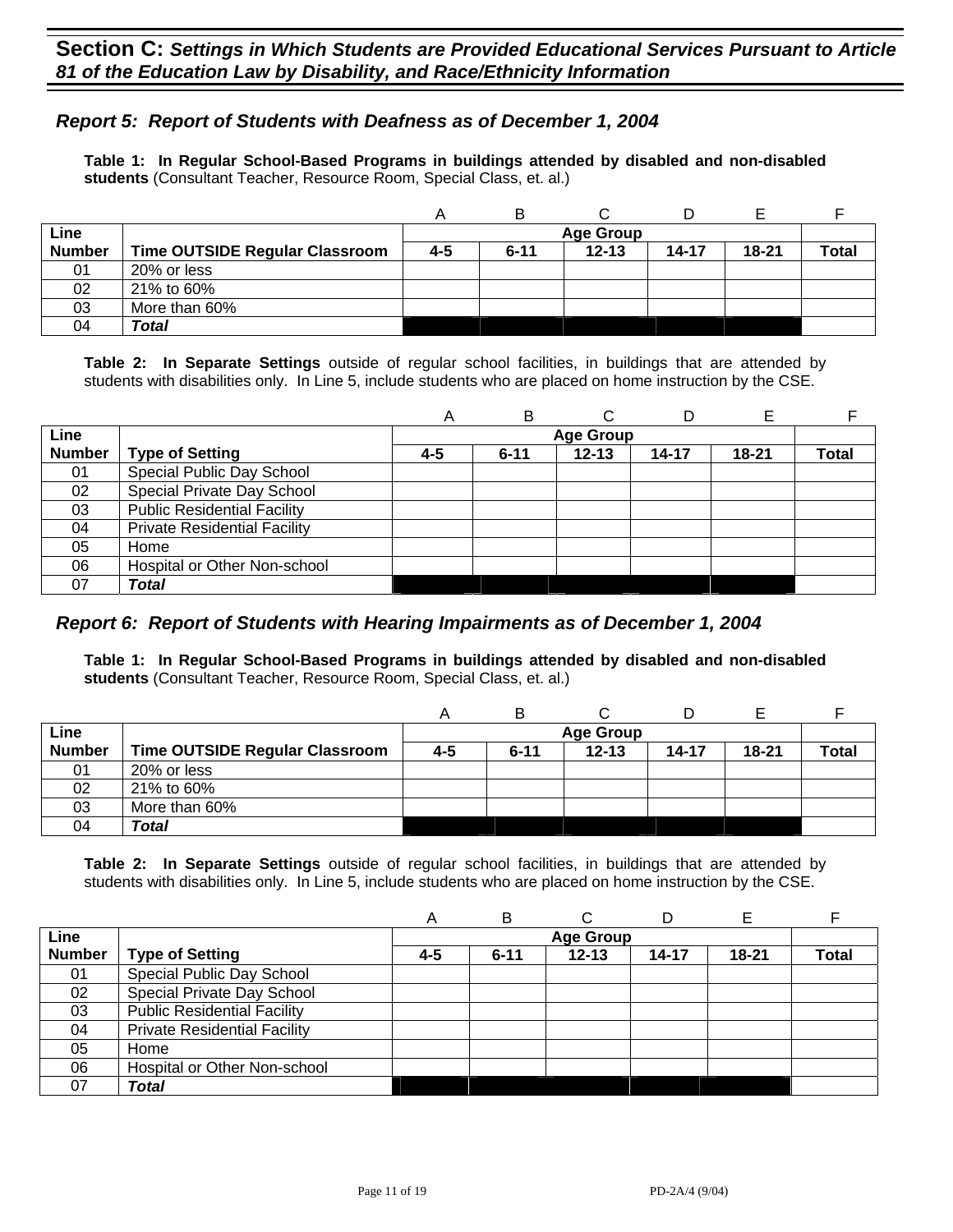## Section C: *Settings in Which Students are Provided Educational Services Pursuant to Article 81 of the Education Law by Disability, and Race/Ethnicity Information*

### *Report 5: Report of Students with Deafness as of December 1, 2004*

**Table 1: In Regular School-Based Programs in buildings attended by disabled and non-disabled students** (Consultant Teacher, Resource Room, Special Class, et. al.)

| | | A | B | C | D | E | F |
|---|---|---|---|---|---|---|---|
| **Line** | | **Age Group** | | | | | |
| **Number** | **Time OUTSIDE Regular Classroom** | **4-5** | **6-11** | **12-13** | **14-17** | **18-21** | **Total** |
| 01 | 20% or less | | | | | | |
| 02 | 21% to 60% | | | | | | |
| 03 | More than 60% | | | | | | |
| 04 | ***Total*** | | | | | | |

**Table 2: In Separate Settings** outside of regular school facilities, in buildings that are attended by students with disabilities only. In Line 5, include students who are placed on home instruction by the CSE.

| | | A | B | C | D | E | F |
|---|---|---|---|---|---|---|---|
| **Line** | | **Age Group** | | | | | |
| **Number** | **Type of Setting** | **4-5** | **6-11** | **12-13** | **14-17** | **18-21** | **Total** |
| 01 | Special Public Day School | | | | | | |
| 02 | Special Private Day School | | | | | | |
| 03 | Public Residential Facility | | | | | | |
| 04 | Private Residential Facility | | | | | | |
| 05 | Home | | | | | | |
| 06 | Hospital or Other Non-school | | | | | | |
| 07 | ***Total*** | | | | | | |

### *Report 6: Report of Students with Hearing Impairments as of December 1, 2004*

**Table 1: In Regular School-Based Programs in buildings attended by disabled and non-disabled students** (Consultant Teacher, Resource Room, Special Class, et. al.)

| | | A | B | C | D | E | F |
|---|---|---|---|---|---|---|---|
| **Line** | | **Age Group** | | | | | |
| **Number** | **Time OUTSIDE Regular Classroom** | **4-5** | **6-11** | **12-13** | **14-17** | **18-21** | **Total** |
| 01 | 20% or less | | | | | | |
| 02 | 21% to 60% | | | | | | |
| 03 | More than 60% | | | | | | |
| 04 | ***Total*** | | | | | | |

**Table 2: In Separate Settings** outside of regular school facilities, in buildings that are attended by students with disabilities only. In Line 5, include students who are placed on home instruction by the CSE.

| | | A | B | C | D | E | F |
|---|---|---|---|---|---|---|---|
| **Line** | | **Age Group** | | | | | |
| **Number** | **Type of Setting** | **4-5** | **6-11** | **12-13** | **14-17** | **18-21** | **Total** |
| 01 | Special Public Day School | | | | | | |
| 02 | Special Private Day School | | | | | | |
| 03 | Public Residential Facility | | | | | | |
| 04 | Private Residential Facility | | | | | | |
| 05 | Home | | | | | | |
| 06 | Hospital or Other Non-school | | | | | | |
| 07 | ***Total*** | | | | | | |

PD-2A/4 (9/04)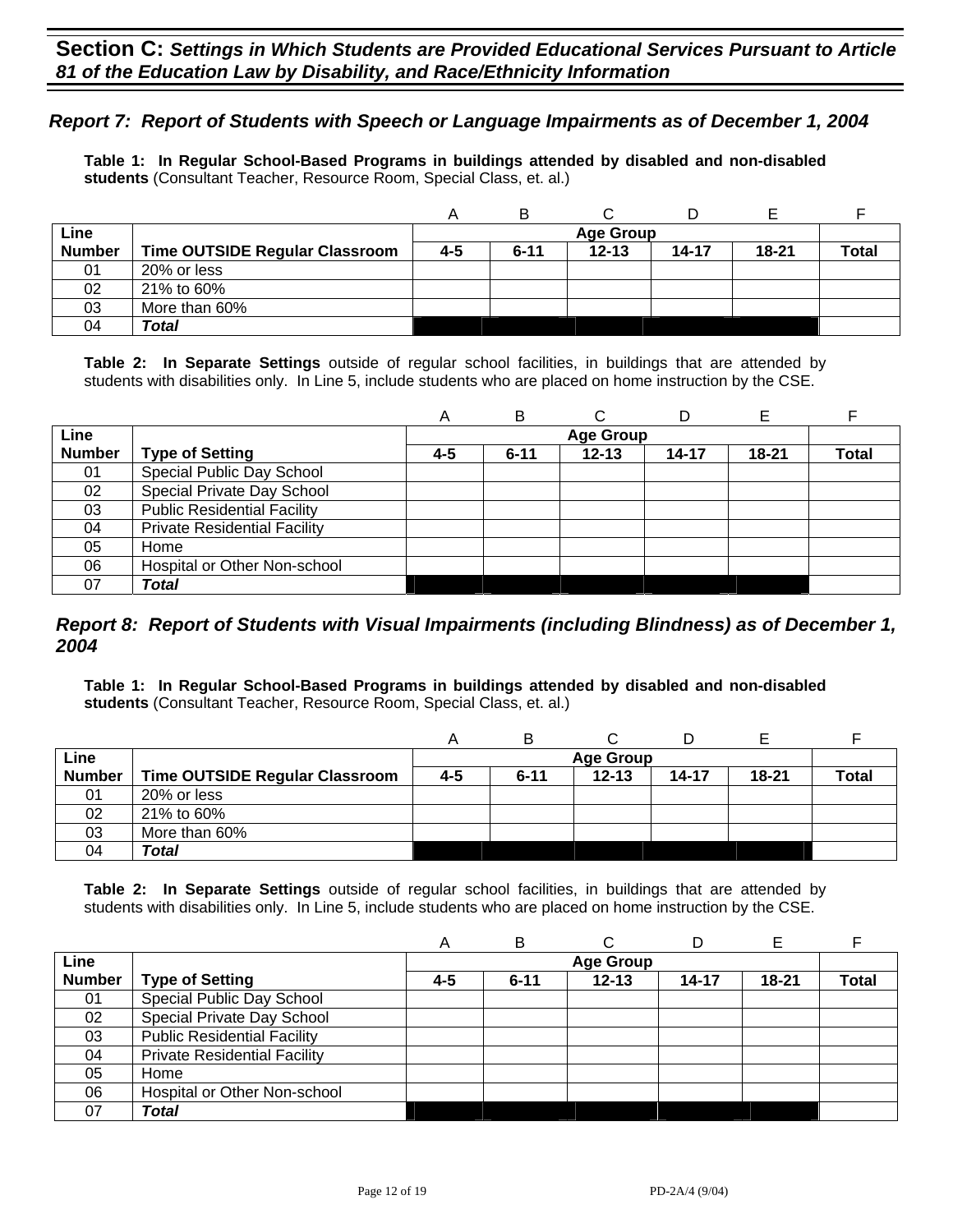## Section C: *Settings in Which Students are Provided Educational Services Pursuant to Article 81 of the Education Law by Disability, and Race/Ethnicity Information*

### *Report 7: Report of Students with Speech or Language Impairments as of December 1, 2004*

**Table 1: In Regular School-Based Programs in buildings attended by disabled and non-disabled students** (Consultant Teacher, Resource Room, Special Class, et. al.)

| | | A | B | C | D | E | F |
|---|---|---|---|---|---|---|---|
| **Line** | | **Age Group** | | | | | |
| **Number** | **Time OUTSIDE Regular Classroom** | **4-5** | **6-11** | **12-13** | **14-17** | **18-21** | **Total** |
| 01 | 20% or less | | | | | | |
| 02 | 21% to 60% | | | | | | |
| 03 | More than 60% | | | | | | |
| 04 | ***Total*** | | | | | | |

**Table 2: In Separate Settings** outside of regular school facilities, in buildings that are attended by students with disabilities only. In Line 5, include students who are placed on home instruction by the CSE.

| | | A | B | C | D | E | F |
|---|---|---|---|---|---|---|---|
| **Line** | | **Age Group** | | | | | |
| **Number** | **Type of Setting** | **4-5** | **6-11** | **12-13** | **14-17** | **18-21** | **Total** |
| 01 | Special Public Day School | | | | | | |
| 02 | Special Private Day School | | | | | | |
| 03 | Public Residential Facility | | | | | | |
| 04 | Private Residential Facility | | | | | | |
| 05 | Home | | | | | | |
| 06 | Hospital or Other Non-school | | | | | | |
| 07 | ***Total*** | | | | | | |

### *Report 8: Report of Students with Visual Impairments (including Blindness) as of December 1, 2004*

**Table 1: In Regular School-Based Programs in buildings attended by disabled and non-disabled students** (Consultant Teacher, Resource Room, Special Class, et. al.)

| | | A | B | C | D | E | F |
|---|---|---|---|---|---|---|---|
| **Line** | | **Age Group** | | | | | |
| **Number** | **Time OUTSIDE Regular Classroom** | **4-5** | **6-11** | **12-13** | **14-17** | **18-21** | **Total** |
| 01 | 20% or less | | | | | | |
| 02 | 21% to 60% | | | | | | |
| 03 | More than 60% | | | | | | |
| 04 | ***Total*** | | | | | | |

**Table 2: In Separate Settings** outside of regular school facilities, in buildings that are attended by students with disabilities only. In Line 5, include students who are placed on home instruction by the CSE.

| | | A | B | C | D | E | F |
|---|---|---|---|---|---|---|---|
| **Line** | | **Age Group** | | | | | |
| **Number** | **Type of Setting** | **4-5** | **6-11** | **12-13** | **14-17** | **18-21** | **Total** |
| 01 | Special Public Day School | | | | | | |
| 02 | Special Private Day School | | | | | | |
| 03 | Public Residential Facility | | | | | | |
| 04 | Private Residential Facility | | | | | | |
| 05 | Home | | | | | | |
| 06 | Hospital or Other Non-school | | | | | | |
| 07 | ***Total*** | | | | | | |

PD-2A/4 (9/04)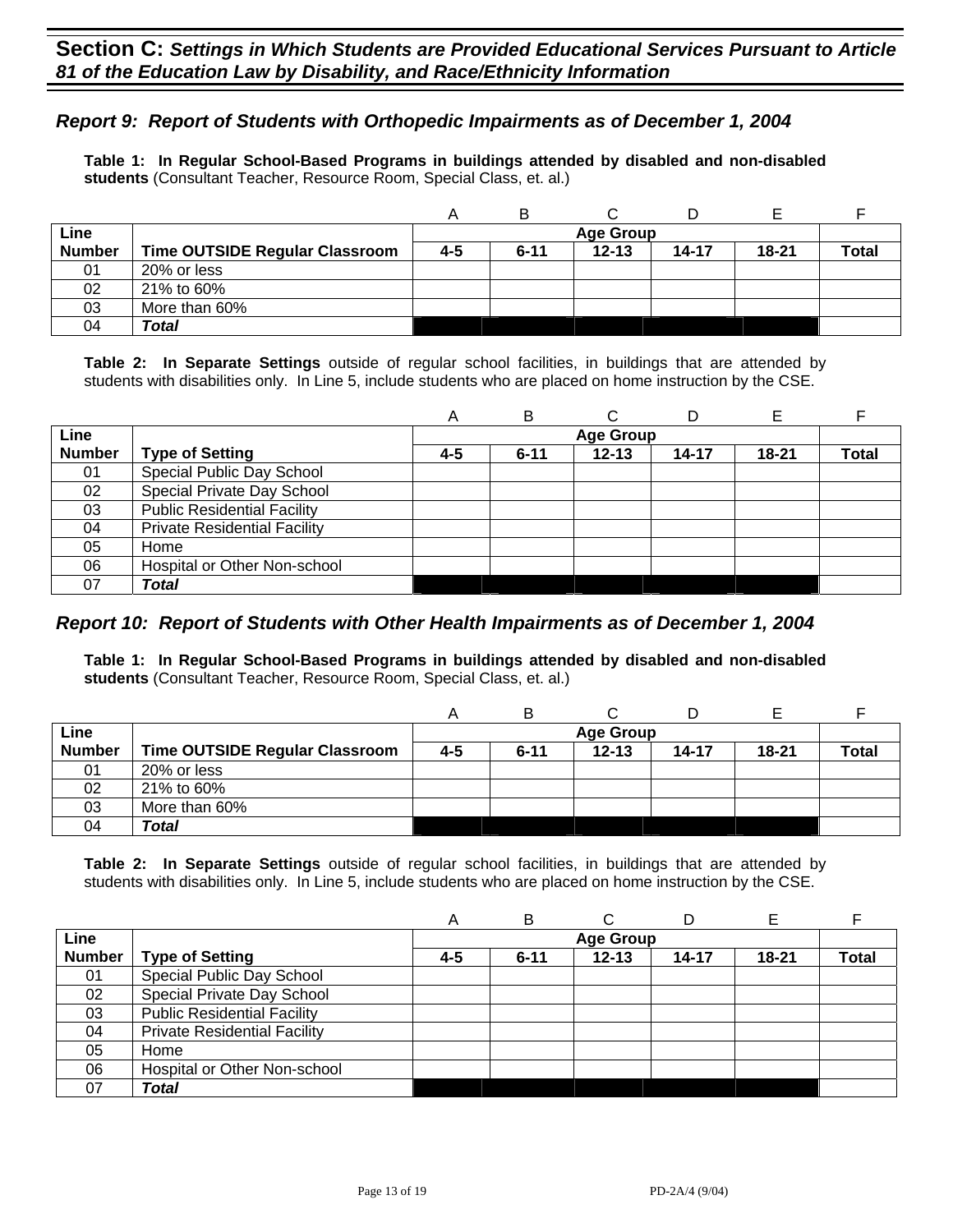## Section C: *Settings in Which Students are Provided Educational Services Pursuant to Article 81 of the Education Law by Disability, and Race/Ethnicity Information*

### *Report 9: Report of Students with Orthopedic Impairments as of December 1, 2004*

**Table 1: In Regular School-Based Programs in buildings attended by disabled and non-disabled students** (Consultant Teacher, Resource Room, Special Class, et. al.)

| | | A | B | C | D | E | F |
|---|---|---|---|---|---|---|---|
| **Line** | | **Age Group** | | | | | |
| **Number** | **Time OUTSIDE Regular Classroom** | **4-5** | **6-11** | **12-13** | **14-17** | **18-21** | **Total** |
| 01 | 20% or less | | | | | | |
| 02 | 21% to 60% | | | | | | |
| 03 | More than 60% | | | | | | |
| 04 | ***Total*** | | | | | | |

**Table 2: In Separate Settings** outside of regular school facilities, in buildings that are attended by students with disabilities only. In Line 5, include students who are placed on home instruction by the CSE.

| | | A | B | C | D | E | F |
|---|---|---|---|---|---|---|---|
| **Line** | | **Age Group** | | | | | |
| **Number** | **Type of Setting** | **4-5** | **6-11** | **12-13** | **14-17** | **18-21** | **Total** |
| 01 | Special Public Day School | | | | | | |
| 02 | Special Private Day School | | | | | | |
| 03 | Public Residential Facility | | | | | | |
| 04 | Private Residential Facility | | | | | | |
| 05 | Home | | | | | | |
| 06 | Hospital or Other Non-school | | | | | | |
| 07 | ***Total*** | | | | | | |

### *Report 10: Report of Students with Other Health Impairments as of December 1, 2004*

**Table 1: In Regular School-Based Programs in buildings attended by disabled and non-disabled students** (Consultant Teacher, Resource Room, Special Class, et. al.)

| | | A | B | C | D | E | F |
|---|---|---|---|---|---|---|---|
| **Line** | | **Age Group** | | | | | |
| **Number** | **Time OUTSIDE Regular Classroom** | **4-5** | **6-11** | **12-13** | **14-17** | **18-21** | **Total** |
| 01 | 20% or less | | | | | | |
| 02 | 21% to 60% | | | | | | |
| 03 | More than 60% | | | | | | |
| 04 | ***Total*** | | | | | | |

**Table 2: In Separate Settings** outside of regular school facilities, in buildings that are attended by students with disabilities only. In Line 5, include students who are placed on home instruction by the CSE.

| | | A | B | C | D | E | F |
|---|---|---|---|---|---|---|---|
| **Line** | | **Age Group** | | | | | |
| **Number** | **Type of Setting** | **4-5** | **6-11** | **12-13** | **14-17** | **18-21** | **Total** |
| 01 | Special Public Day School | | | | | | |
| 02 | Special Private Day School | | | | | | |
| 03 | Public Residential Facility | | | | | | |
| 04 | Private Residential Facility | | | | | | |
| 05 | Home | | | | | | |
| 06 | Hospital or Other Non-school | | | | | | |
| 07 | ***Total*** | | | | | | |

PD-2A/4 (9/04)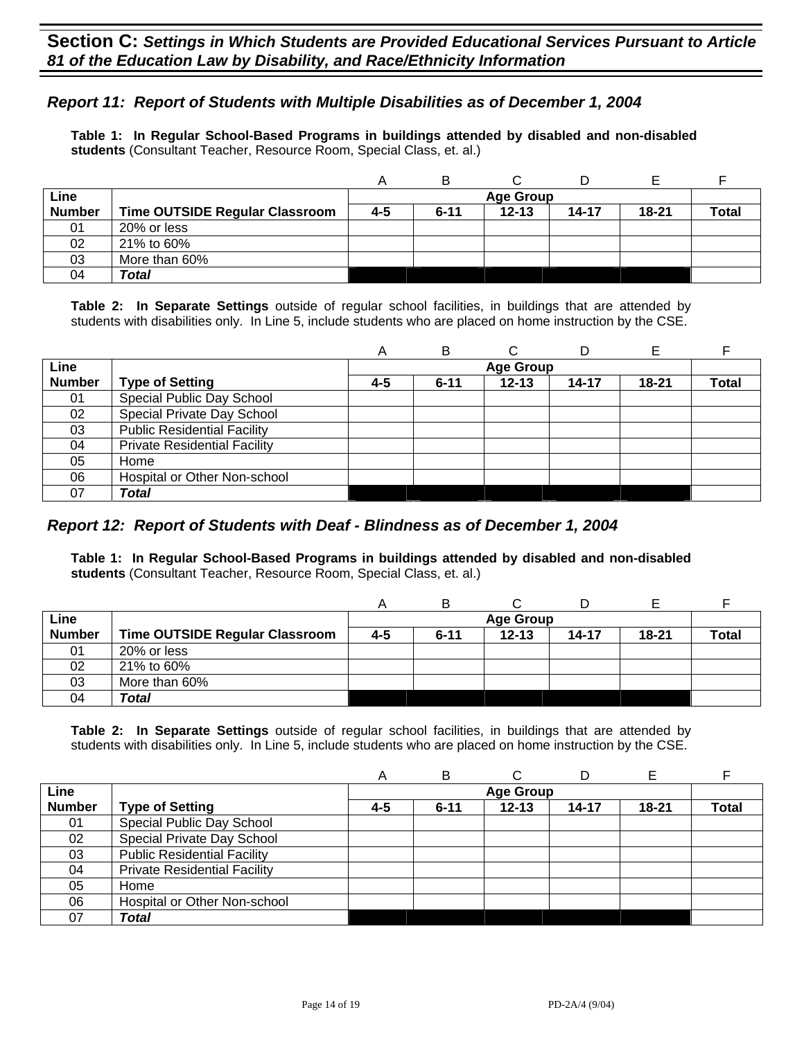## Section C: *Settings in Which Students are Provided Educational Services Pursuant to Article 81 of the Education Law by Disability, and Race/Ethnicity Information*

### *Report 11: Report of Students with Multiple Disabilities as of December 1, 2004*

**Table 1: In Regular School-Based Programs in buildings attended by disabled and non-disabled students** (Consultant Teacher, Resource Room, Special Class, et. al.)

| | | A | B | C | D | E | F |
|---|---|---|---|---|---|---|---|
| **Line** | | **Age Group** | | | | | |
| **Number** | **Time OUTSIDE Regular Classroom** | **4-5** | **6-11** | **12-13** | **14-17** | **18-21** | **Total** |
| 01 | 20% or less | | | | | | |
| 02 | 21% to 60% | | | | | | |
| 03 | More than 60% | | | | | | |
| 04 | ***Total*** | | | | | | |

**Table 2: In Separate Settings** outside of regular school facilities, in buildings that are attended by students with disabilities only. In Line 5, include students who are placed on home instruction by the CSE.

| | | A | B | C | D | E | F |
|---|---|---|---|---|---|---|---|
| **Line** | | **Age Group** | | | | | |
| **Number** | **Type of Setting** | **4-5** | **6-11** | **12-13** | **14-17** | **18-21** | **Total** |
| 01 | Special Public Day School | | | | | | |
| 02 | Special Private Day School | | | | | | |
| 03 | Public Residential Facility | | | | | | |
| 04 | Private Residential Facility | | | | | | |
| 05 | Home | | | | | | |
| 06 | Hospital or Other Non-school | | | | | | |
| 07 | ***Total*** | | | | | | |

### *Report 12: Report of Students with Deaf - Blindness as of December 1, 2004*

**Table 1: In Regular School-Based Programs in buildings attended by disabled and non-disabled students** (Consultant Teacher, Resource Room, Special Class, et. al.)

| | | A | B | C | D | E | F |
|---|---|---|---|---|---|---|---|
| **Line** | | **Age Group** | | | | | |
| **Number** | **Time OUTSIDE Regular Classroom** | **4-5** | **6-11** | **12-13** | **14-17** | **18-21** | **Total** |
| 01 | 20% or less | | | | | | |
| 02 | 21% to 60% | | | | | | |
| 03 | More than 60% | | | | | | |
| 04 | ***Total*** | | | | | | |

**Table 2: In Separate Settings** outside of regular school facilities, in buildings that are attended by students with disabilities only. In Line 5, include students who are placed on home instruction by the CSE.

| | | A | B | C | D | E | F |
|---|---|---|---|---|---|---|---|
| **Line** | | **Age Group** | | | | | |
| **Number** | **Type of Setting** | **4-5** | **6-11** | **12-13** | **14-17** | **18-21** | **Total** |
| 01 | Special Public Day School | | | | | | |
| 02 | Special Private Day School | | | | | | |
| 03 | Public Residential Facility | | | | | | |
| 04 | Private Residential Facility | | | | | | |
| 05 | Home | | | | | | |
| 06 | Hospital or Other Non-school | | | | | | |
| 07 | ***Total*** | | | | | | |

PD-2A/4 (9/04)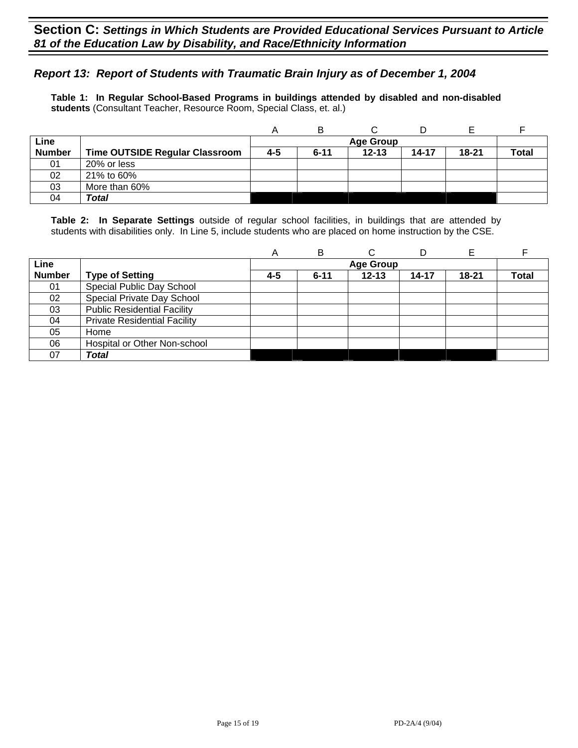## Section C: *Settings in Which Students are Provided Educational Services Pursuant to Article 81 of the Education Law by Disability, and Race/Ethnicity Information*

### *Report 13: Report of Students with Traumatic Brain Injury as of December 1, 2004*

**Table 1: In Regular School-Based Programs in buildings attended by disabled and non-disabled students** (Consultant Teacher, Resource Room, Special Class, et. al.)

| | | A | B | C | D | E | F |
|---|---|---|---|---|---|---|---|
| **Line** | | **Age Group** | | | | | |
| **Number** | **Time OUTSIDE Regular Classroom** | **4-5** | **6-11** | **12-13** | **14-17** | **18-21** | **Total** |
| 01 | 20% or less | | | | | | |
| 02 | 21% to 60% | | | | | | |
| 03 | More than 60% | | | | | | |
| 04 | ***Total*** | | | | | | |

**Table 2: In Separate Settings** outside of regular school facilities, in buildings that are attended by students with disabilities only. In Line 5, include students who are placed on home instruction by the CSE.

| | | A | B | C | D | E | F |
|---|---|---|---|---|---|---|---|
| **Line** | | **Age Group** | | | | | |
| **Number** | **Type of Setting** | **4-5** | **6-11** | **12-13** | **14-17** | **18-21** | **Total** |
| 01 | Special Public Day School | | | | | | |
| 02 | Special Private Day School | | | | | | |
| 03 | Public Residential Facility | | | | | | |
| 04 | Private Residential Facility | | | | | | |
| 05 | Home | | | | | | |
| 06 | Hospital or Other Non-school | | | | | | |
| 07 | ***Total*** | | | | | | |

PD-2A/4 (9/04)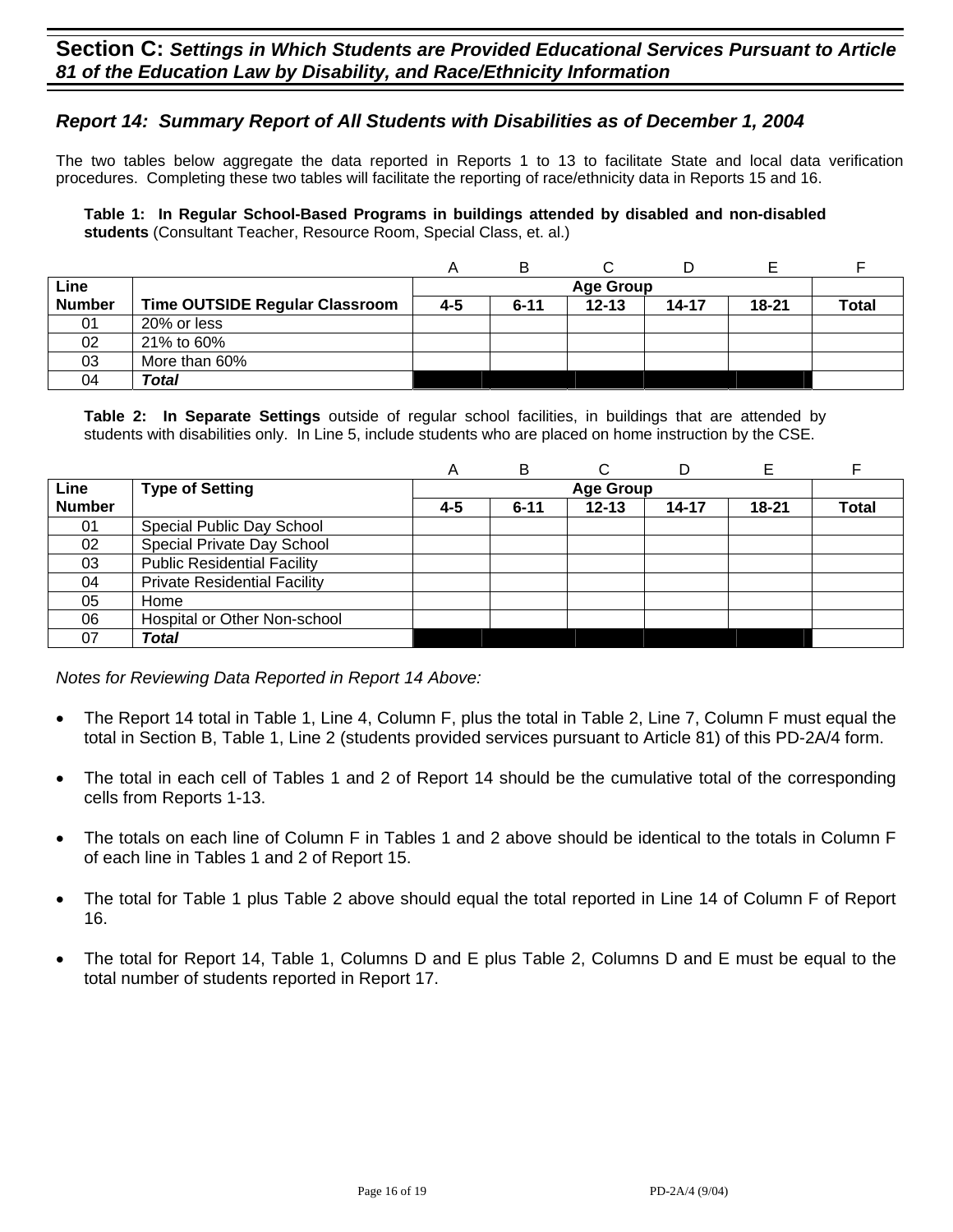## Section C: *Settings in Which Students are Provided Educational Services Pursuant to Article 81 of the Education Law by Disability, and Race/Ethnicity Information*

### *Report 14: Summary Report of All Students with Disabilities as of December 1, 2004*

The two tables below aggregate the data reported in Reports 1 to 13 to facilitate State and local data verification procedures. Completing these two tables will facilitate the reporting of race/ethnicity data in Reports 15 and 16.

**Table 1: In Regular School-Based Programs in buildings attended by disabled and non-disabled students** (Consultant Teacher, Resource Room, Special Class, et. al.)

| | | A | B | C | D | E | F |
|---|---|---|---|---|---|---|---|
| **Line Number** | **Time OUTSIDE Regular Classroom** | **Age Group** | | | | | |
| | | **4-5** | **6-11** | **12-13** | **14-17** | **18-21** | **Total** |
| 01 | 20% or less | | | | | | |
| 02 | 21% to 60% | | | | | | |
| 03 | More than 60% | | | | | | |
| 04 | ***Total*** | | | | | | |

**Table 2: In Separate Settings** outside of regular school facilities, in buildings that are attended by students with disabilities only. In Line 5, include students who are placed on home instruction by the CSE.

| | | A | B | C | D | E | F |
|---|---|---|---|---|---|---|---|
| **Line Number** | **Type of Setting** | **Age Group** | | | | | |
| | | **4-5** | **6-11** | **12-13** | **14-17** | **18-21** | **Total** |
| 01 | Special Public Day School | | | | | | |
| 02 | Special Private Day School | | | | | | |
| 03 | Public Residential Facility | | | | | | |
| 04 | Private Residential Facility | | | | | | |
| 05 | Home | | | | | | |
| 06 | Hospital or Other Non-school | | | | | | |
| 07 | ***Total*** | | | | | | |

*Notes for Reviewing Data Reported in Report 14 Above:*

- The Report 14 total in Table 1, Line 4, Column F, plus the total in Table 2, Line 7, Column F must equal the total in Section B, Table 1, Line 2 (students provided services pursuant to Article 81) of this PD-2A/4 form.
- The total in each cell of Tables 1 and 2 of Report 14 should be the cumulative total of the corresponding cells from Reports 1-13.
- The totals on each line of Column F in Tables 1 and 2 above should be identical to the totals in Column F of each line in Tables 1 and 2 of Report 15.
- The total for Table 1 plus Table 2 above should equal the total reported in Line 14 of Column F of Report 16.
- The total for Report 14, Table 1, Columns D and E plus Table 2, Columns D and E must be equal to the total number of students reported in Report 17.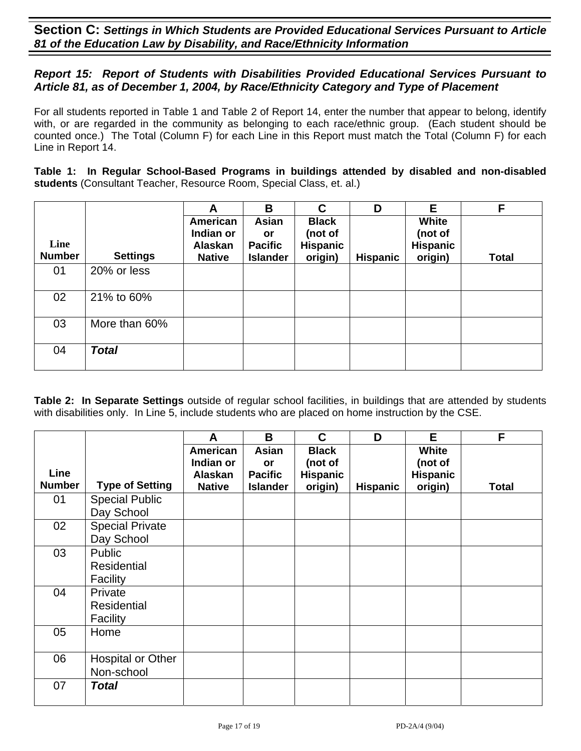## Section C: *Settings in Which Students are Provided Educational Services Pursuant to Article 81 of the Education Law by Disability, and Race/Ethnicity Information*

### *Report 15: Report of Students with Disabilities Provided Educational Services Pursuant to Article 81, as of December 1, 2004, by Race/Ethnicity Category and Type of Placement*

For all students reported in Table 1 and Table 2 of Report 14, enter the number that appear to belong, identify with, or are regarded in the community as belonging to each race/ethnic group. (Each student should be counted once.) The Total (Column F) for each Line in this Report must match the Total (Column F) for each Line in Report 14.

**Table 1: In Regular School-Based Programs in buildings attended by disabled and non-disabled students** (Consultant Teacher, Resource Room, Special Class, et. al.)

| | | A | B | C | D | E | F |
|---|---|---|---|---|---|---|---|
| **Line Number** | **Settings** | **American Indian or Alaskan Native** | **Asian or Pacific Islander** | **Black (not of Hispanic origin)** | **Hispanic** | **White (not of Hispanic origin)** | **Total** |
| 01 | 20% or less | | | | | | |
| 02 | 21% to 60% | | | | | | |
| 03 | More than 60% | | | | | | |
| 04 | ***Total*** | | | | | | |

**Table 2: In Separate Settings** outside of regular school facilities, in buildings that are attended by students with disabilities only. In Line 5, include students who are placed on home instruction by the CSE.

| | | A | B | C | D | E | F |
|---|---|---|---|---|---|---|---|
| **Line Number** | **Type of Setting** | **American Indian or Alaskan Native** | **Asian or Pacific Islander** | **Black (not of Hispanic origin)** | **Hispanic** | **White (not of Hispanic origin)** | **Total** |
| 01 | Special Public Day School | | | | | | |
| 02 | Special Private Day School | | | | | | |
| 03 | Public Residential Facility | | | | | | |
| 04 | Private Residential Facility | | | | | | |
| 05 | Home | | | | | | |
| 06 | Hospital or Other Non-school | | | | | | |
| 07 | ***Total*** | | | | | | |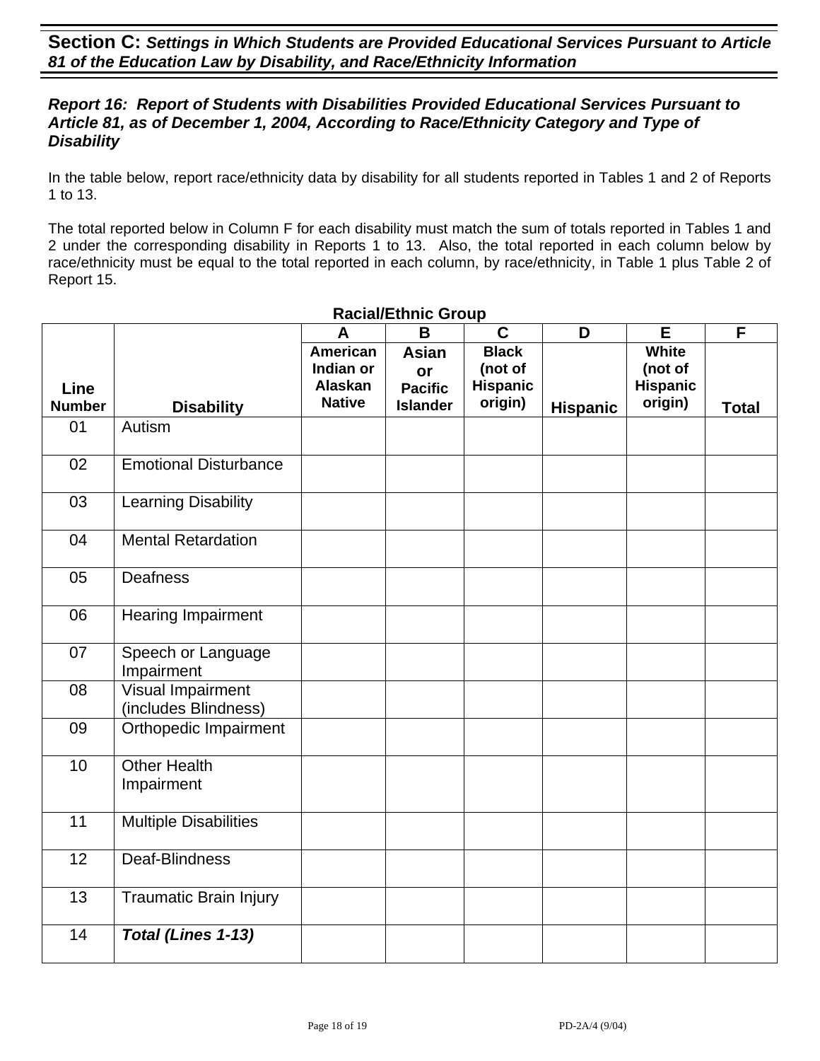## Section C: *Settings in Which Students are Provided Educational Services Pursuant to Article 81 of the Education Law by Disability, and Race/Ethnicity Information*

### *Report 16: Report of Students with Disabilities Provided Educational Services Pursuant to Article 81, as of December 1, 2004, According to Race/Ethnicity Category and Type of Disability*

In the table below, report race/ethnicity data by disability for all students reported in Tables 1 and 2 of Reports 1 to 13.

The total reported below in Column F for each disability must match the sum of totals reported in Tables 1 and 2 under the corresponding disability in Reports 1 to 13. Also, the total reported in each column below by race/ethnicity must be equal to the total reported in each column, by race/ethnicity, in Table 1 plus Table 2 of Report 15.

**Racial/Ethnic Group**

| | | A | B | C | D | E | F |
|---|---|---|---|---|---|---|---|
| **Line Number** | **Disability** | **American Indian or Alaskan Native** | **Asian or Pacific Islander** | **Black (not of Hispanic origin)** | **Hispanic** | **White (not of Hispanic origin)** | **Total** |
| 01 | Autism | | | | | | |
| 02 | Emotional Disturbance | | | | | | |
| 03 | Learning Disability | | | | | | |
| 04 | Mental Retardation | | | | | | |
| 05 | Deafness | | | | | | |
| 06 | Hearing Impairment | | | | | | |
| 07 | Speech or Language Impairment | | | | | | |
| 08 | Visual Impairment (includes Blindness) | | | | | | |
| 09 | Orthopedic Impairment | | | | | | |
| 10 | Other Health Impairment | | | | | | |
| 11 | Multiple Disabilities | | | | | | |
| 12 | Deaf-Blindness | | | | | | |
| 13 | Traumatic Brain Injury | | | | | | |
| 14 | ***Total (Lines 1-13)*** | | | | | | |

PD-2A/4 (9/04)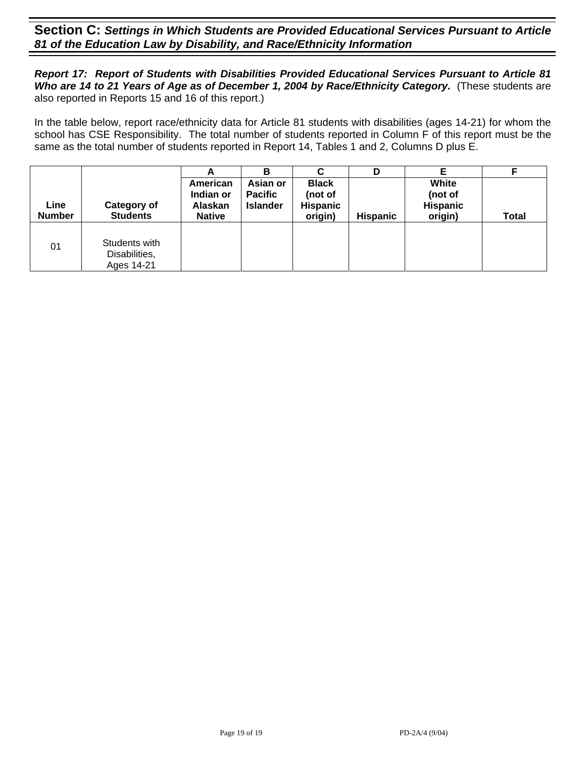## **Section C:** *Settings in Which Students are Provided Educational Services Pursuant to Article 81 of the Education Law by Disability, and Race/Ethnicity Information*

***Report 17: Report of Students with Disabilities Provided Educational Services Pursuant to Article 81 Who are 14 to 21 Years of Age as of December 1, 2004 by Race/Ethnicity Category.*** (These students are also reported in Reports 15 and 16 of this report.)

In the table below, report race/ethnicity data for Article 81 students with disabilities (ages 14-21) for whom the school has CSE Responsibility. The total number of students reported in Column F of this report must be the same as the total number of students reported in Report 14, Tables 1 and 2, Columns D plus E.

| | | A | B | C | D | E | F |
|---|---|---|---|---|---|---|---|
| **Line Number** | **Category of Students** | **American Indian or Alaskan Native** | **Asian or Pacific Islander** | **Black (not of Hispanic origin)** | **Hispanic** | **White (not of Hispanic origin)** | **Total** |
| 01 | Students with Disabilities, Ages 14-21 | | | | | | |

PD-2A/4 (9/04)